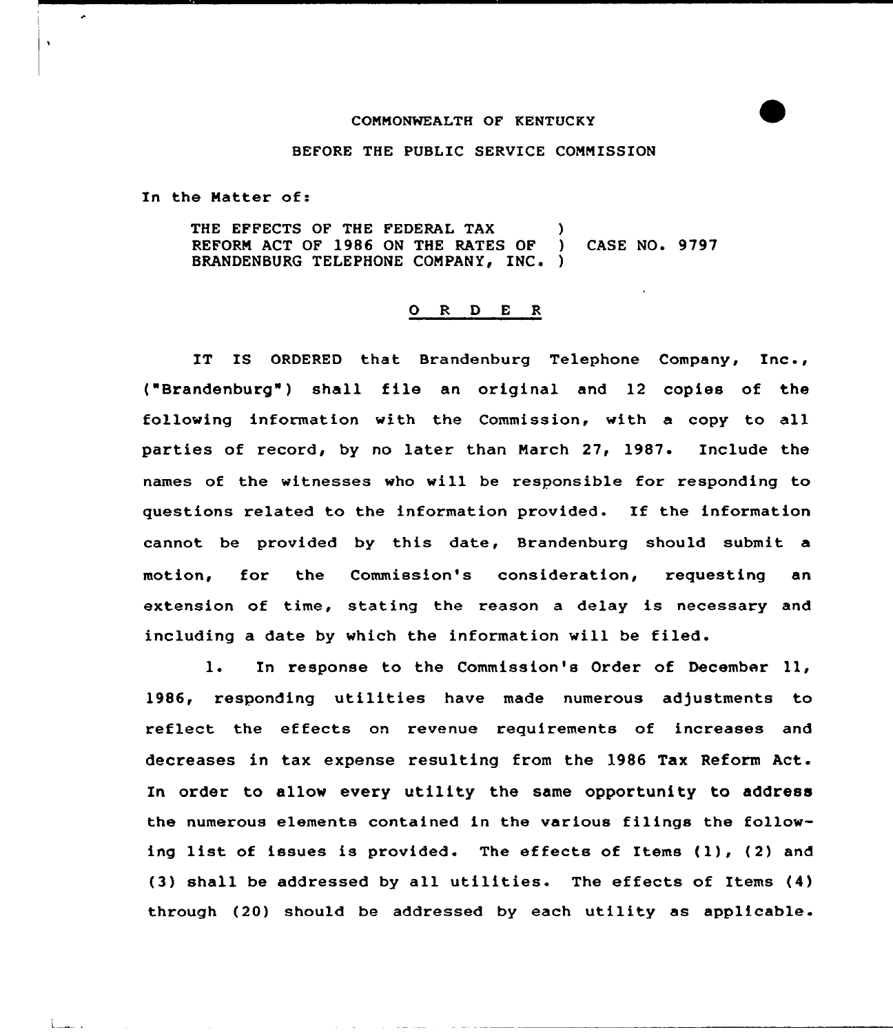COMMONWEALTH OF KENTUCKY

BEFORE THE PUBLIC SERVICE COMMISSION

In the Matter of:

THE EFFECTS OF THE FEDERAL TAX REFORM ACT OF 1986 ON THE RATES OF BRANDENBURG TELEPHONE COMPANY, INC. ) CASE NO. 9797

## O R D E R

IT IS ORDERED that Brandenburg Telephone Company, Inc., ("Brandenburg") shall file an original and 12 copies of the following information with the Commission, with a copy to all parties of record, by no later than March 27, 1987. Include the names of the witnesses who will be responsible for responding to questions related to the information provided. If the information cannot be provided by this date, Brandenburg should submit a motion, for the Commission's consideration, requesting an extension of time, stating the reason a delay is necessary and including a date by which the information will be filed.

1. In response to the Commission's Order of December 11, 1986, responding utilities have made numerous adjustments to reflect the effects on revenue requirements of increases and decreases in tax expense resulting from the 1986 Tax Reform Act. In order to allow every utility the same opportunity to address the numerous elements contained in the various filings the following list of issues is provided. The effects of Items (1), (2) and (3) shall be addressed by all utilities. The effects of Items (4) through (20) should be addressed by each utility as applicable.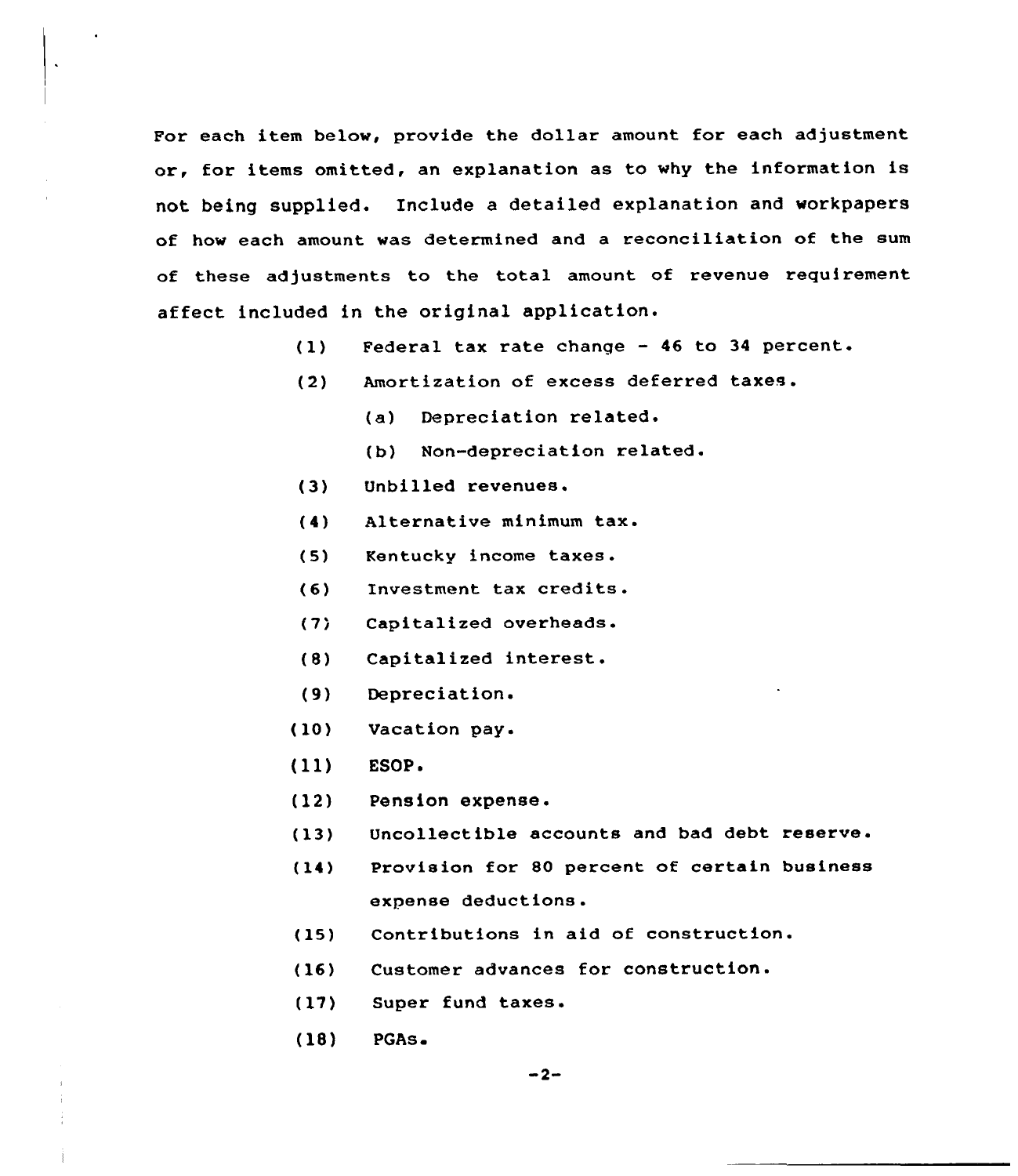For each item below, provide the dollar amount for each adjustment or, for items omitted, an explanation as to why the information is not being supplied. Include a detailed explanation and workpapers of how each amount was determined and a reconciliation of the sum of these adjustments to the total amount of revenue requirement affect included in the original application.

(1) Federal tax rate change - 46 to 34 percent.

(2) Amortization of excess deferred taxes.

  (a) Depreciation related.

  (b) Non-depreciation related.

(3) Unbilled revenues.

(4) Alternative minimum tax.

(5) Kentucky income taxes.

(6) Investment tax credits.

(7) Capitalized overheads.

(8) Capitalized interest.

(9) Depreciation.

(10) Vacation pay.

(11) ESOP.

(12) Pension expense.

(13) Uncollectible accounts and bad debt reserve.

(14) Provision for 80 percent of certain business expense deductions.

(15) Contributions in aid of construction.

(16) Customer advances for construction.

(17) Super fund taxes.

(18) PGAs.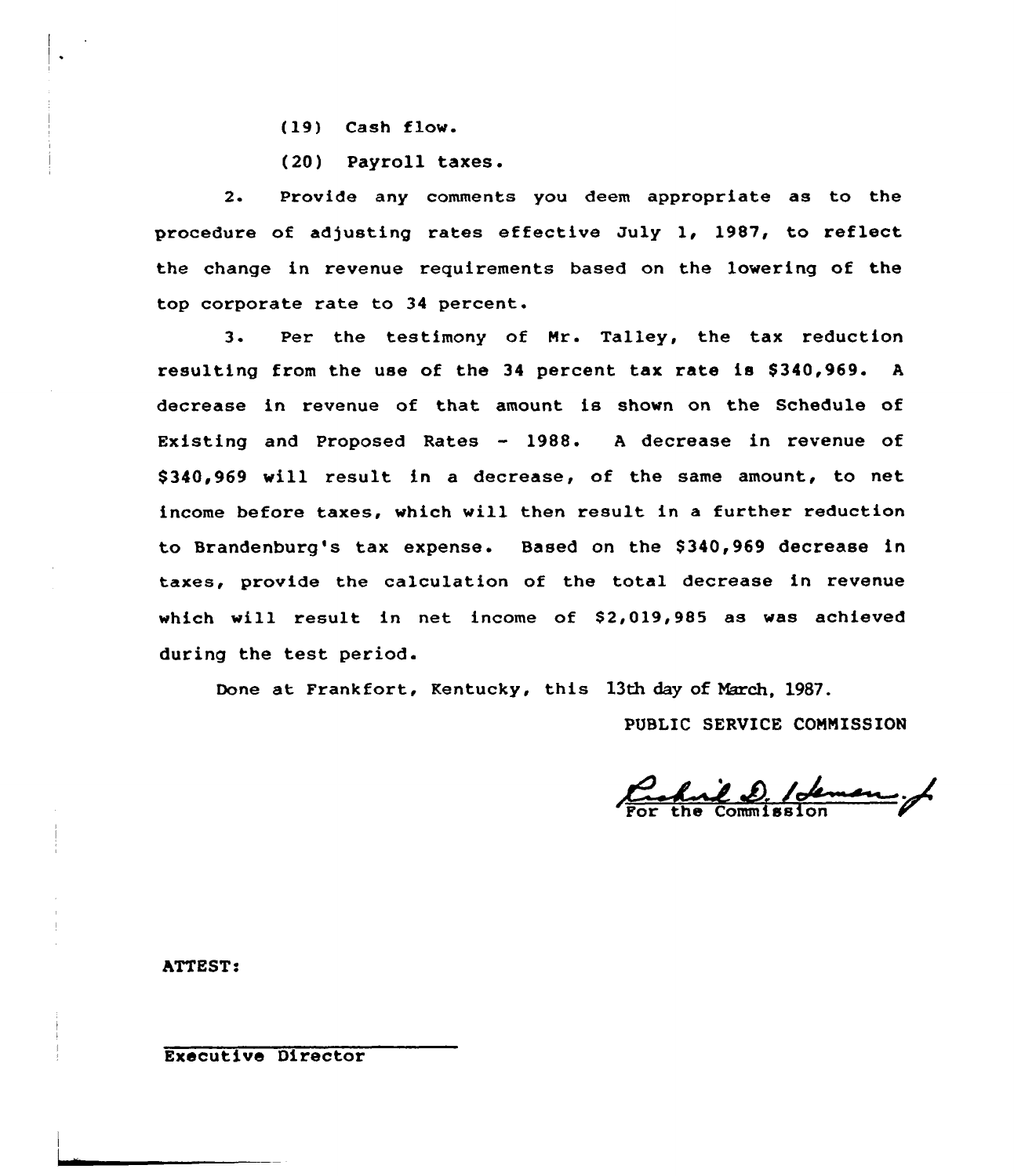(19) Cash flow.

(20) Payroll taxes.

2. Provide any comments you deem appropriate as to the procedure of adjusting rates effective July 1, 1987, to reflect the change in revenue requirements based on the lowering of the top corporate rate to 34 percent.

3. Per the testimony of Mr. Talley, the tax reduction resulting from the use of the 34 percent tax rate is $340,969. A decrease in revenue of that amount is shown on the Schedule of Existing and Proposed Rates - 1988. A decrease in revenue of $340,969 will result in a decrease, of the same amount, to net income before taxes, which will then result in a further reduction to Brandenburg's tax expense. Based on the $340,969 decrease in taxes, provide the calculation of the total decrease in revenue which will result in net income of $2,019,985 as was achieved during the test period.

Done at Frankfort, Kentucky, this 13th day of March, 1987.

PUBLIC SERVICE COMMISSION

For the Commission

ATTEST:

Executive Director